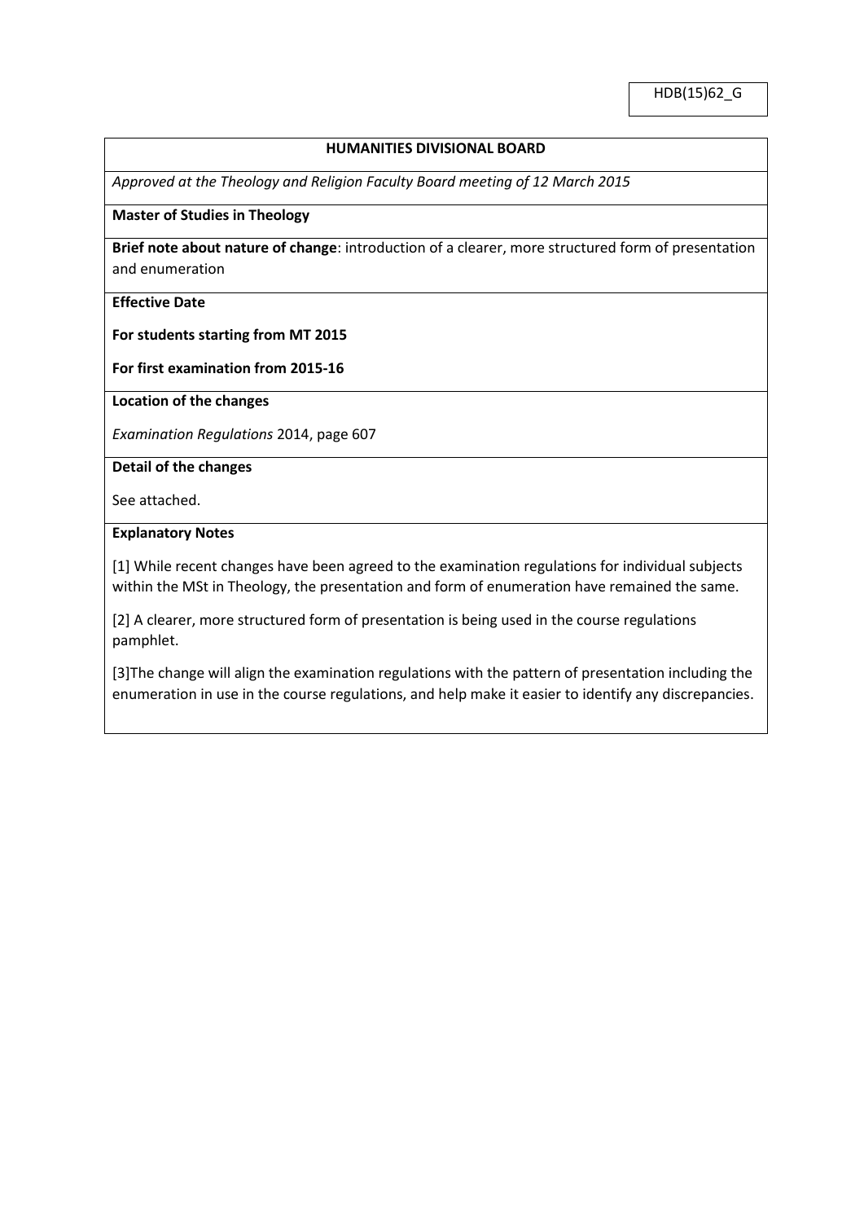HDB(15)62_G

**HUMANITIES DIVISIONAL BOARD**

*Approved at the Theology and Religion Faculty Board meeting of 12 March 2015*

**Master of Studies in Theology**

**Brief note about nature of change**: introduction of a clearer, more structured form of presentation and enumeration

**Effective Date**

**For students starting from MT 2015**

**For first examination from 2015-16**

**Location of the changes**

*Examination Regulations* 2014, page 607

**Detail of the changes**

See attached.

**Explanatory Notes**

[1] While recent changes have been agreed to the examination regulations for individual subjects within the MSt in Theology, the presentation and form of enumeration have remained the same.

[2] A clearer, more structured form of presentation is being used in the course regulations pamphlet.

[3]The change will align the examination regulations with the pattern of presentation including the enumeration in use in the course regulations, and help make it easier to identify any discrepancies.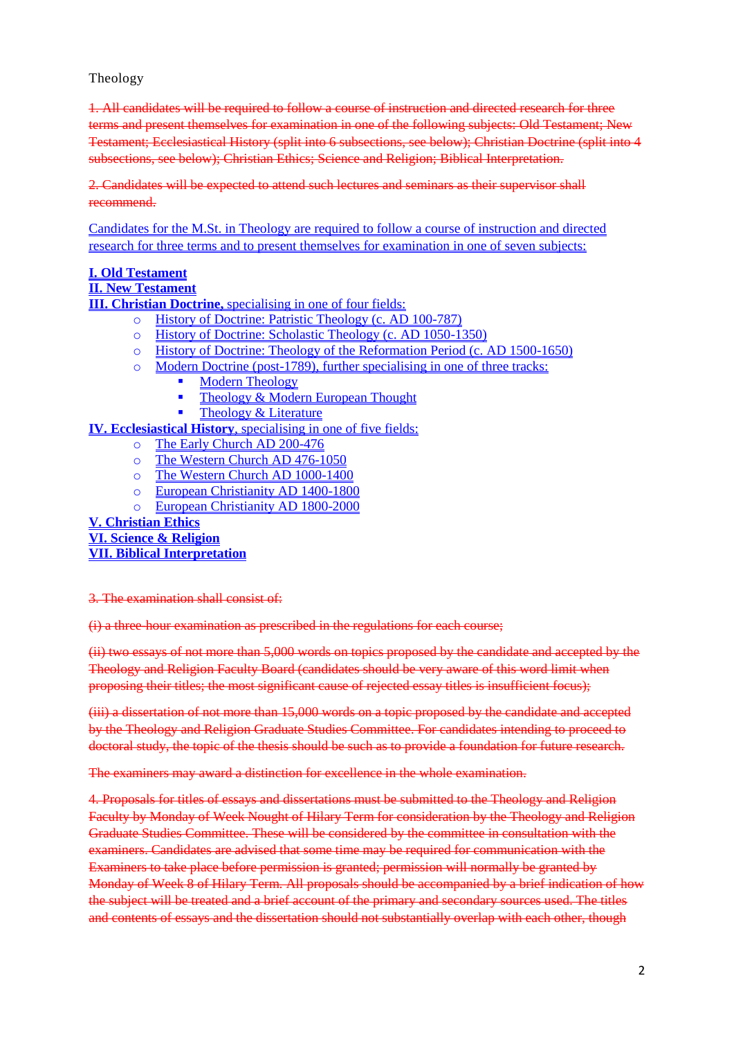Theology

~~1. All candidates will be required to follow a course of instruction and directed research for three terms and present themselves for examination in one of the following subjects: Old Testament; New Testament; Ecclesiastical History (split into 6 subsections, see below); Christian Doctrine (split into 4 subsections, see below); Christian Ethics; Science and Religion; Biblical Interpretation.~~

~~2. Candidates will be expected to attend such lectures and seminars as their supervisor shall recommend.~~

Candidates for the M.St. in Theology are required to follow a course of instruction and directed research for three terms and to present themselves for examination in one of seven subjects:

**I. Old Testament**
**II. New Testament**
**III. Christian Doctrine,** specialising in one of four fields:

- History of Doctrine: Patristic Theology (c. AD 100-787)
- History of Doctrine: Scholastic Theology (c. AD 1050-1350)
- History of Doctrine: Theology of the Reformation Period (c. AD 1500-1650)
- Modern Doctrine (post-1789), further specialising in one of three tracks:
  - Modern Theology
  - Theology & Modern European Thought
  - Theology & Literature

**IV. Ecclesiastical History**, specialising in one of five fields:

- The Early Church AD 200-476
- The Western Church AD 476-1050
- The Western Church AD 1000-1400
- European Christianity AD 1400-1800
- European Christianity AD 1800-2000

**V. Christian Ethics**
**VI. Science & Religion**
**VII. Biblical Interpretation**

~~3. The examination shall consist of:~~

~~(i) a three-hour examination as prescribed in the regulations for each course;~~

~~(ii) two essays of not more than 5,000 words on topics proposed by the candidate and accepted by the Theology and Religion Faculty Board (candidates should be very aware of this word limit when proposing their titles; the most significant cause of rejected essay titles is insufficient focus);~~

~~(iii) a dissertation of not more than 15,000 words on a topic proposed by the candidate and accepted by the Theology and Religion Graduate Studies Committee. For candidates intending to proceed to doctoral study, the topic of the thesis should be such as to provide a foundation for future research.~~

~~The examiners may award a distinction for excellence in the whole examination.~~

~~4. Proposals for titles of essays and dissertations must be submitted to the Theology and Religion Faculty by Monday of Week Nought of Hilary Term for consideration by the Theology and Religion Graduate Studies Committee. These will be considered by the committee in consultation with the examiners. Candidates are advised that some time may be required for communication with the Examiners to take place before permission is granted; permission will normally be granted by Monday of Week 8 of Hilary Term. All proposals should be accompanied by a brief indication of how the subject will be treated and a brief account of the primary and secondary sources used. The titles and contents of essays and the dissertation should not substantially overlap with each other, though~~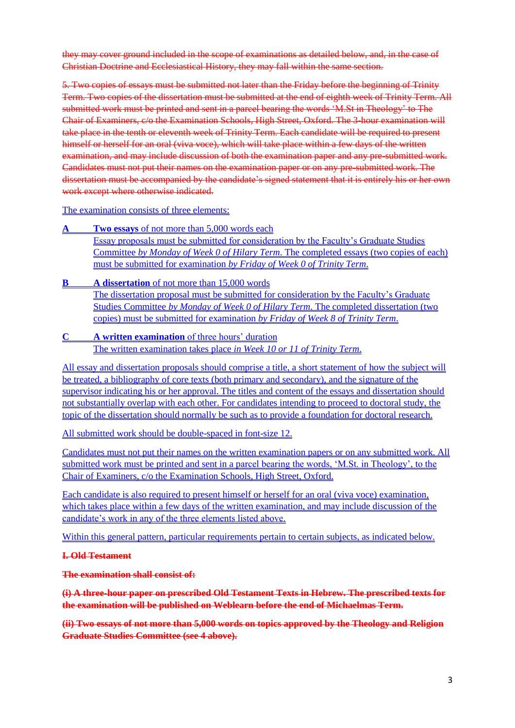~~they may cover ground included in the scope of examinations as detailed below, and, in the case of Christian Doctrine and Ecclesiastical History, they may fall within the same section.~~

~~5. Two copies of essays must be submitted not later than the Friday before the beginning of Trinity Term. Two copies of the dissertation must be submitted at the end of eighth week of Trinity Term. All submitted work must be printed and sent in a parcel bearing the words 'M.St in Theology' to The Chair of Examiners, c/o the Examination Schools, High Street, Oxford. The 3-hour examination will take place in the tenth or eleventh week of Trinity Term. Each candidate will be required to present himself or herself for an oral (viva voce), which will take place within a few days of the written examination, and may include discussion of both the examination paper and any pre-submitted work. Candidates must not put their names on the examination paper or on any pre-submitted work. The dissertation must be accompanied by the candidate's signed statement that it is entirely his or her own work except where otherwise indicated.~~

The examination consists of three elements:

**A** **Two essays** of not more than 5,000 words each
Essay proposals must be submitted for consideration by the Faculty's Graduate Studies Committee *by Monday of Week 0 of Hilary Term*. The completed essays (two copies of each) must be submitted for examination *by Friday of Week 0 of Trinity Term*.

**B** **A dissertation** of not more than 15,000 words
The dissertation proposal must be submitted for consideration by the Faculty's Graduate Studies Committee *by Monday of Week 0 of Hilary Term*. The completed dissertation (two copies) must be submitted for examination *by Friday of Week 8 of Trinity Term*.

**C** **A written examination** of three hours' duration
The written examination takes place *in Week 10 or 11 of Trinity Term*.

All essay and dissertation proposals should comprise a title, a short statement of how the subject will be treated, a bibliography of core texts (both primary and secondary), and the signature of the supervisor indicating his or her approval. The titles and content of the essays and dissertation should not substantially overlap with each other. For candidates intending to proceed to doctoral study, the topic of the dissertation should normally be such as to provide a foundation for doctoral research.

All submitted work should be double-spaced in font-size 12.

Candidates must not put their names on the written examination papers or on any submitted work. All submitted work must be printed and sent in a parcel bearing the words, 'M.St. in Theology', to the Chair of Examiners, c/o the Examination Schools, High Street, Oxford.

Each candidate is also required to present himself or herself for an oral (viva voce) examination, which takes place within a few days of the written examination, and may include discussion of the candidate's work in any of the three elements listed above.

Within this general pattern, particular requirements pertain to certain subjects, as indicated below.

~~**I. Old Testament**~~

~~**The examination shall consist of:**~~

~~**(i) A three-hour paper on prescribed Old Testament Texts in Hebrew. The prescribed texts for the examination will be published on Weblearn before the end of Michaelmas Term.**~~

~~**(ii) Two essays of not more than 5,000 words on topics approved by the Theology and Religion Graduate Studies Committee (see 4 above).**~~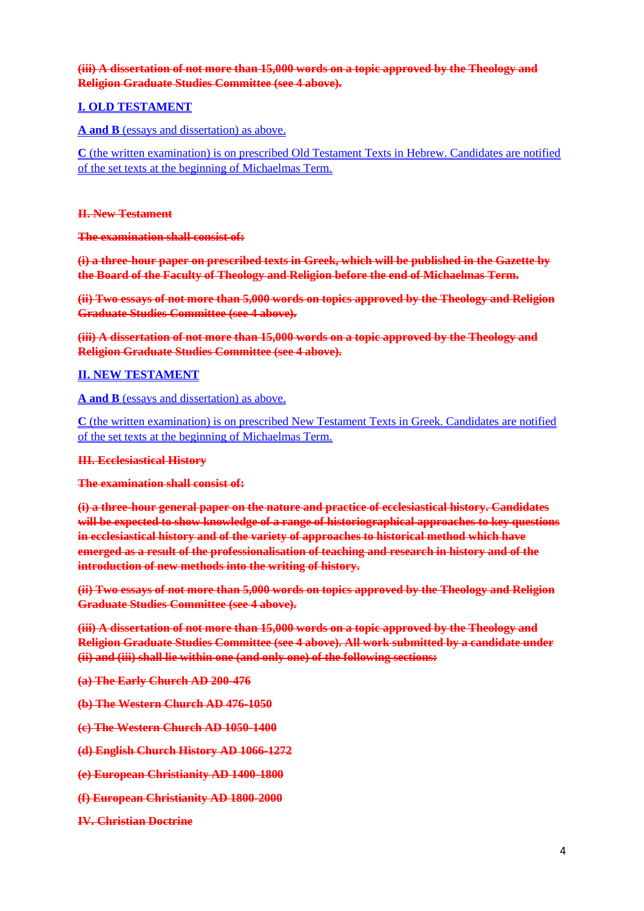~~**(iii) A dissertation of not more than 15,000 words on a topic approved by the Theology and Religion Graduate Studies Committee (see 4 above).**~~

<u>**I. OLD TESTAMENT**</u>

<u>**A and B** (essays and dissertation) as above.</u>

<u>**C** (the written examination) is on prescribed Old Testament Texts in Hebrew. Candidates are notified of the set texts at the beginning of Michaelmas Term.</u>

~~**II. New Testament**~~

~~**The examination shall consist of:**~~

~~**(i) a three-hour paper on prescribed texts in Greek, which will be published in the Gazette by the Board of the Faculty of Theology and Religion before the end of Michaelmas Term.**~~

~~**(ii) Two essays of not more than 5,000 words on topics approved by the Theology and Religion Graduate Studies Committee (see 4 above).**~~

~~**(iii) A dissertation of not more than 15,000 words on a topic approved by the Theology and Religion Graduate Studies Committee (see 4 above).**~~

<u>**II. NEW TESTAMENT**</u>

<u>**A and B** (essays and dissertation) as above.</u>

<u>**C** (the written examination) is on prescribed New Testament Texts in Greek. Candidates are notified of the set texts at the beginning of Michaelmas Term.</u>

~~**III. Ecclesiastical History**~~

~~**The examination shall consist of:**~~

~~**(i) a three-hour general paper on the nature and practice of ecclesiastical history. Candidates will be expected to show knowledge of a range of historiographical approaches to key questions in ecclesiastical history and of the variety of approaches to historical method which have emerged as a result of the professionalisation of teaching and research in history and of the introduction of new methods into the writing of history.**~~

~~**(ii) Two essays of not more than 5,000 words on topics approved by the Theology and Religion Graduate Studies Committee (see 4 above).**~~

~~**(iii) A dissertation of not more than 15,000 words on a topic approved by the Theology and Religion Graduate Studies Committee (see 4 above). All work submitted by a candidate under (ii) and (iii) shall lie within one (and only one) of the following sections:**~~

~~**(a) The Early Church AD 200-476**~~

~~**(b) The Western Church AD 476-1050**~~

~~**(c) The Western Church AD 1050-1400**~~

~~**(d) English Church History AD 1066-1272**~~

~~**(e) European Christianity AD 1400-1800**~~

~~**(f) European Christianity AD 1800-2000**~~

~~**IV. Christian Doctrine**~~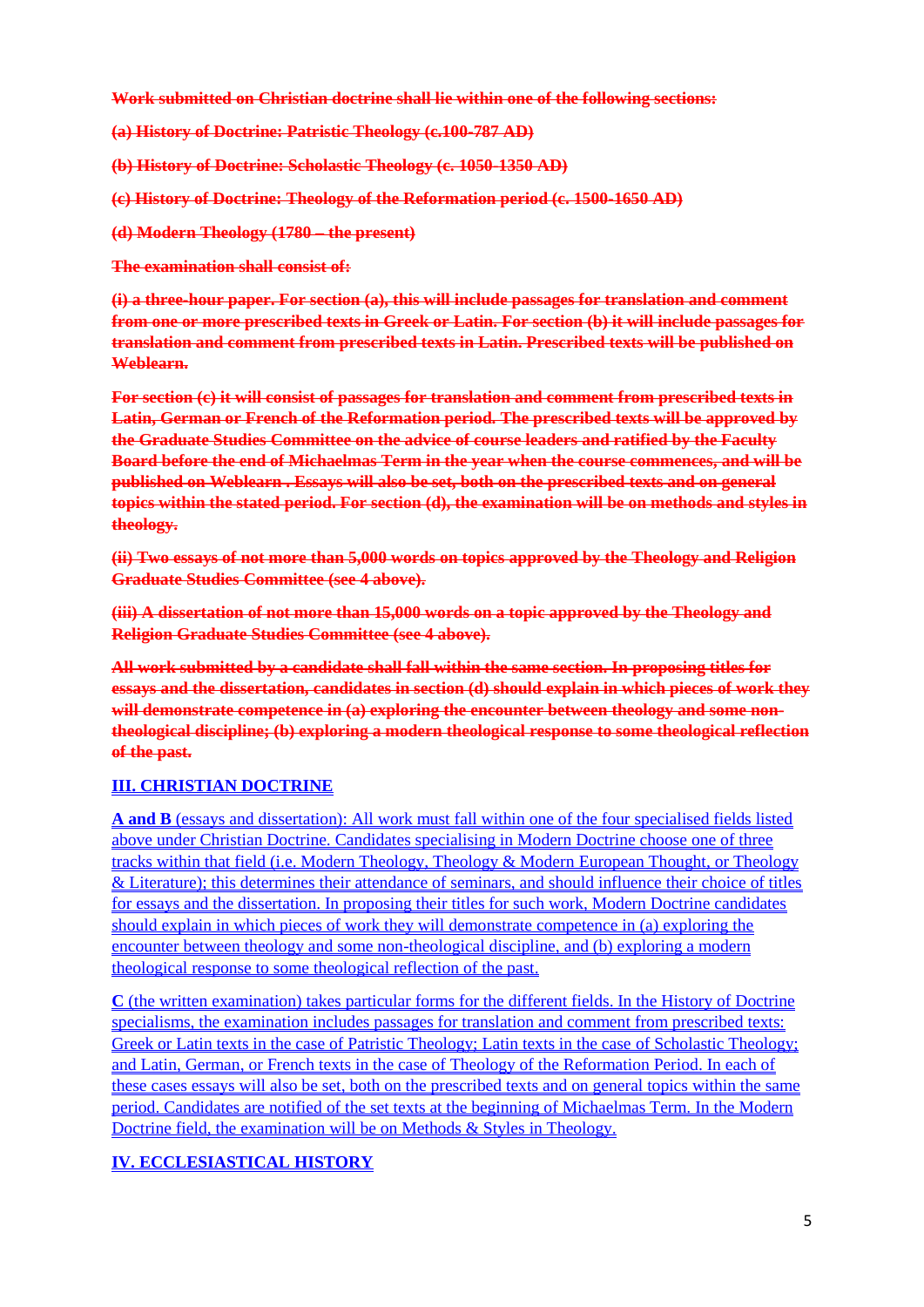~~**Work submitted on Christian doctrine shall lie within one of the following sections:**~~

~~**(a) History of Doctrine: Patristic Theology (c.100-787 AD)**~~

~~**(b) History of Doctrine: Scholastic Theology (c. 1050-1350 AD)**~~

~~**(c) History of Doctrine: Theology of the Reformation period (c. 1500-1650 AD)**~~

~~**(d) Modern Theology (1780 – the present)**~~

~~**The examination shall consist of:**~~

~~**(i) a three-hour paper. For section (a), this will include passages for translation and comment from one or more prescribed texts in Greek or Latin. For section (b) it will include passages for translation and comment from prescribed texts in Latin. Prescribed texts will be published on Weblearn.**~~

~~**For section (c) it will consist of passages for translation and comment from prescribed texts in Latin, German or French of the Reformation period. The prescribed texts will be approved by the Graduate Studies Committee on the advice of course leaders and ratified by the Faculty Board before the end of Michaelmas Term in the year when the course commences, and will be published on Weblearn . Essays will also be set, both on the prescribed texts and on general topics within the stated period. For section (d), the examination will be on methods and styles in theology.**~~

~~**(ii) Two essays of not more than 5,000 words on topics approved by the Theology and Religion Graduate Studies Committee (see 4 above).**~~

~~**(iii) A dissertation of not more than 15,000 words on a topic approved by the Theology and Religion Graduate Studies Committee (see 4 above).**~~

~~**All work submitted by a candidate shall fall within the same section. In proposing titles for essays and the dissertation, candidates in section (d) should explain in which pieces of work they will demonstrate competence in (a) exploring the encounter between theology and some non-theological discipline; (b) exploring a modern theological response to some theological reflection of the past.**~~

<u>**III. CHRISTIAN DOCTRINE**</u>

<u>**A and B** (essays and dissertation): All work must fall within one of the four specialised fields listed above under Christian Doctrine. Candidates specialising in Modern Doctrine choose one of three tracks within that field (i.e. Modern Theology, Theology & Modern European Thought, or Theology & Literature); this determines their attendance of seminars, and should influence their choice of titles for essays and the dissertation. In proposing their titles for such work, Modern Doctrine candidates should explain in which pieces of work they will demonstrate competence in (a) exploring the encounter between theology and some non-theological discipline, and (b) exploring a modern theological response to some theological reflection of the past.</u>

<u>**C** (the written examination) takes particular forms for the different fields. In the History of Doctrine specialisms, the examination includes passages for translation and comment from prescribed texts: Greek or Latin texts in the case of Patristic Theology; Latin texts in the case of Scholastic Theology; and Latin, German, or French texts in the case of Theology of the Reformation Period. In each of these cases essays will also be set, both on the prescribed texts and on general topics within the same period. Candidates are notified of the set texts at the beginning of Michaelmas Term. In the Modern Doctrine field, the examination will be on Methods & Styles in Theology.</u>

<u>**IV. ECCLESIASTICAL HISTORY**</u>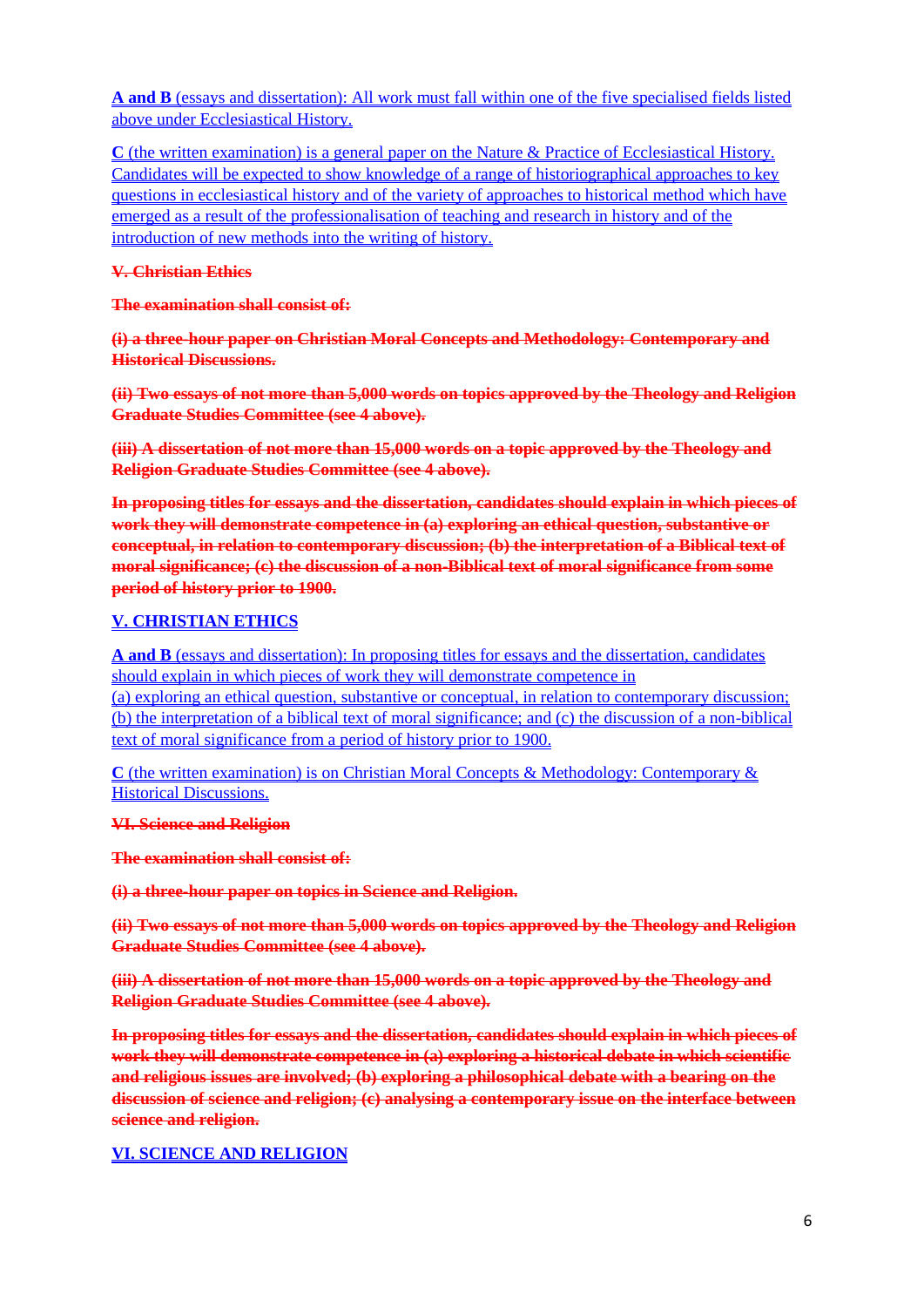**A and B** (essays and dissertation): All work must fall within one of the five specialised fields listed above under Ecclesiastical History.

**C** (the written examination) is a general paper on the Nature & Practice of Ecclesiastical History. Candidates will be expected to show knowledge of a range of historiographical approaches to key questions in ecclesiastical history and of the variety of approaches to historical method which have emerged as a result of the professionalisation of teaching and research in history and of the introduction of new methods into the writing of history.

~~**V. Christian Ethics**~~

~~**The examination shall consist of:**~~

~~**(i) a three-hour paper on Christian Moral Concepts and Methodology: Contemporary and Historical Discussions.**~~

~~**(ii) Two essays of not more than 5,000 words on topics approved by the Theology and Religion Graduate Studies Committee (see 4 above).**~~

~~**(iii) A dissertation of not more than 15,000 words on a topic approved by the Theology and Religion Graduate Studies Committee (see 4 above).**~~

~~**In proposing titles for essays and the dissertation, candidates should explain in which pieces of work they will demonstrate competence in (a) exploring an ethical question, substantive or conceptual, in relation to contemporary discussion; (b) the interpretation of a Biblical text of moral significance; (c) the discussion of a non-Biblical text of moral significance from some period of history prior to 1900.**~~

**V. CHRISTIAN ETHICS**

**A and B** (essays and dissertation): In proposing titles for essays and the dissertation, candidates should explain in which pieces of work they will demonstrate competence in
(a) exploring an ethical question, substantive or conceptual, in relation to contemporary discussion;
(b) the interpretation of a biblical text of moral significance; and (c) the discussion of a non-biblical text of moral significance from a period of history prior to 1900.

**C** (the written examination) is on Christian Moral Concepts & Methodology: Contemporary & Historical Discussions.

~~**VI. Science and Religion**~~

~~**The examination shall consist of:**~~

~~**(i) a three-hour paper on topics in Science and Religion.**~~

~~**(ii) Two essays of not more than 5,000 words on topics approved by the Theology and Religion Graduate Studies Committee (see 4 above).**~~

~~**(iii) A dissertation of not more than 15,000 words on a topic approved by the Theology and Religion Graduate Studies Committee (see 4 above).**~~

~~**In proposing titles for essays and the dissertation, candidates should explain in which pieces of work they will demonstrate competence in (a) exploring a historical debate in which scientific and religious issues are involved; (b) exploring a philosophical debate with a bearing on the discussion of science and religion; (c) analysing a contemporary issue on the interface between science and religion.**~~

**VI. SCIENCE AND RELIGION**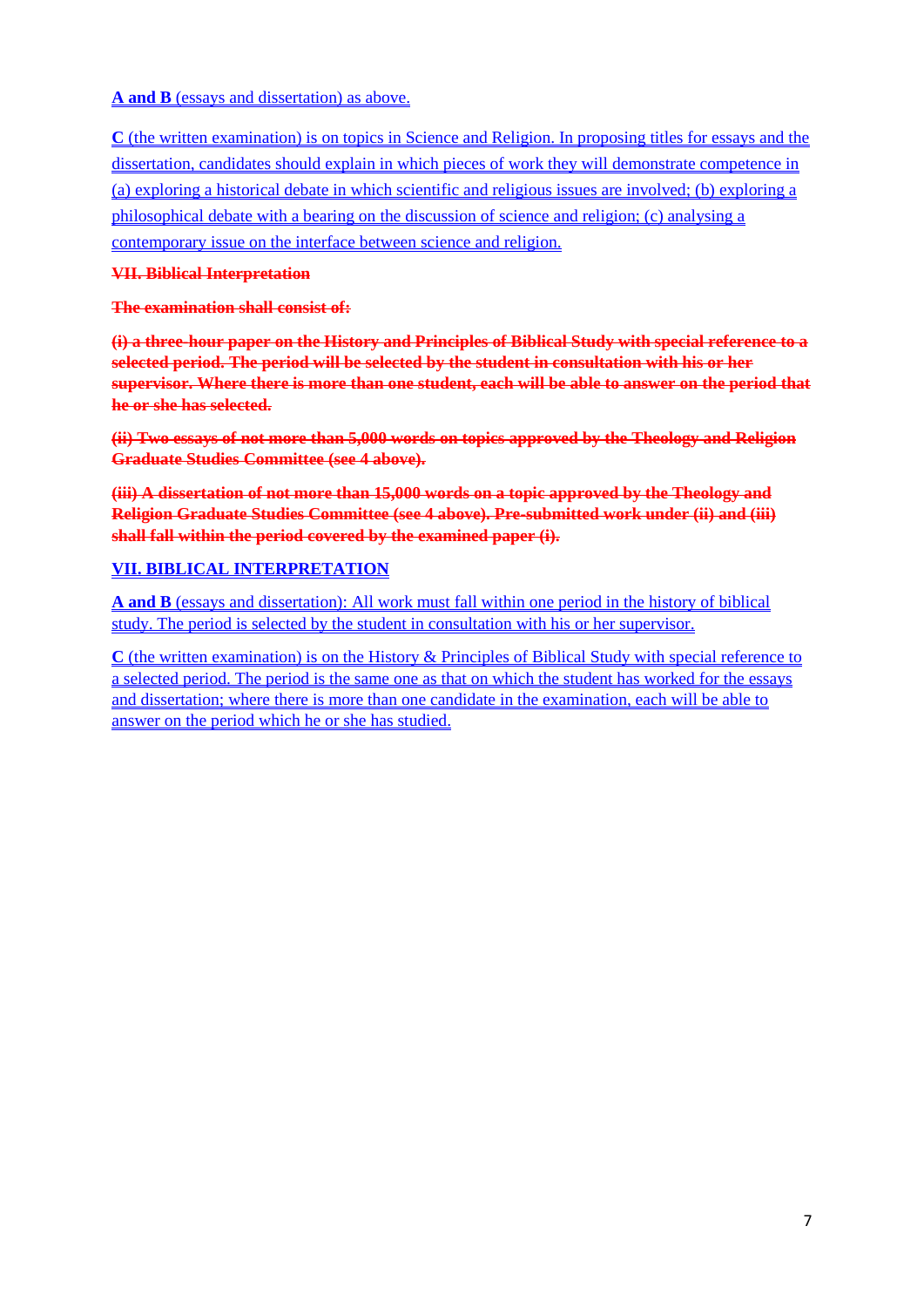**A and B** (essays and dissertation) as above.

**C** (the written examination) is on topics in Science and Religion. In proposing titles for essays and the dissertation, candidates should explain in which pieces of work they will demonstrate competence in (a) exploring a historical debate in which scientific and religious issues are involved; (b) exploring a philosophical debate with a bearing on the discussion of science and religion; (c) analysing a contemporary issue on the interface between science and religion.

~~**VII. Biblical Interpretation**~~

~~**The examination shall consist of:**~~

~~**(i) a three-hour paper on the History and Principles of Biblical Study with special reference to a selected period. The period will be selected by the student in consultation with his or her supervisor. Where there is more than one student, each will be able to answer on the period that he or she has selected.**~~

~~**(ii) Two essays of not more than 5,000 words on topics approved by the Theology and Religion Graduate Studies Committee (see 4 above).**~~

~~**(iii) A dissertation of not more than 15,000 words on a topic approved by the Theology and Religion Graduate Studies Committee (see 4 above). Pre-submitted work under (ii) and (iii) shall fall within the period covered by the examined paper (i).**~~

**VII. BIBLICAL INTERPRETATION**

**A and B** (essays and dissertation): All work must fall within one period in the history of biblical study. The period is selected by the student in consultation with his or her supervisor.

**C** (the written examination) is on the History & Principles of Biblical Study with special reference to a selected period. The period is the same one as that on which the student has worked for the essays and dissertation; where there is more than one candidate in the examination, each will be able to answer on the period which he or she has studied.